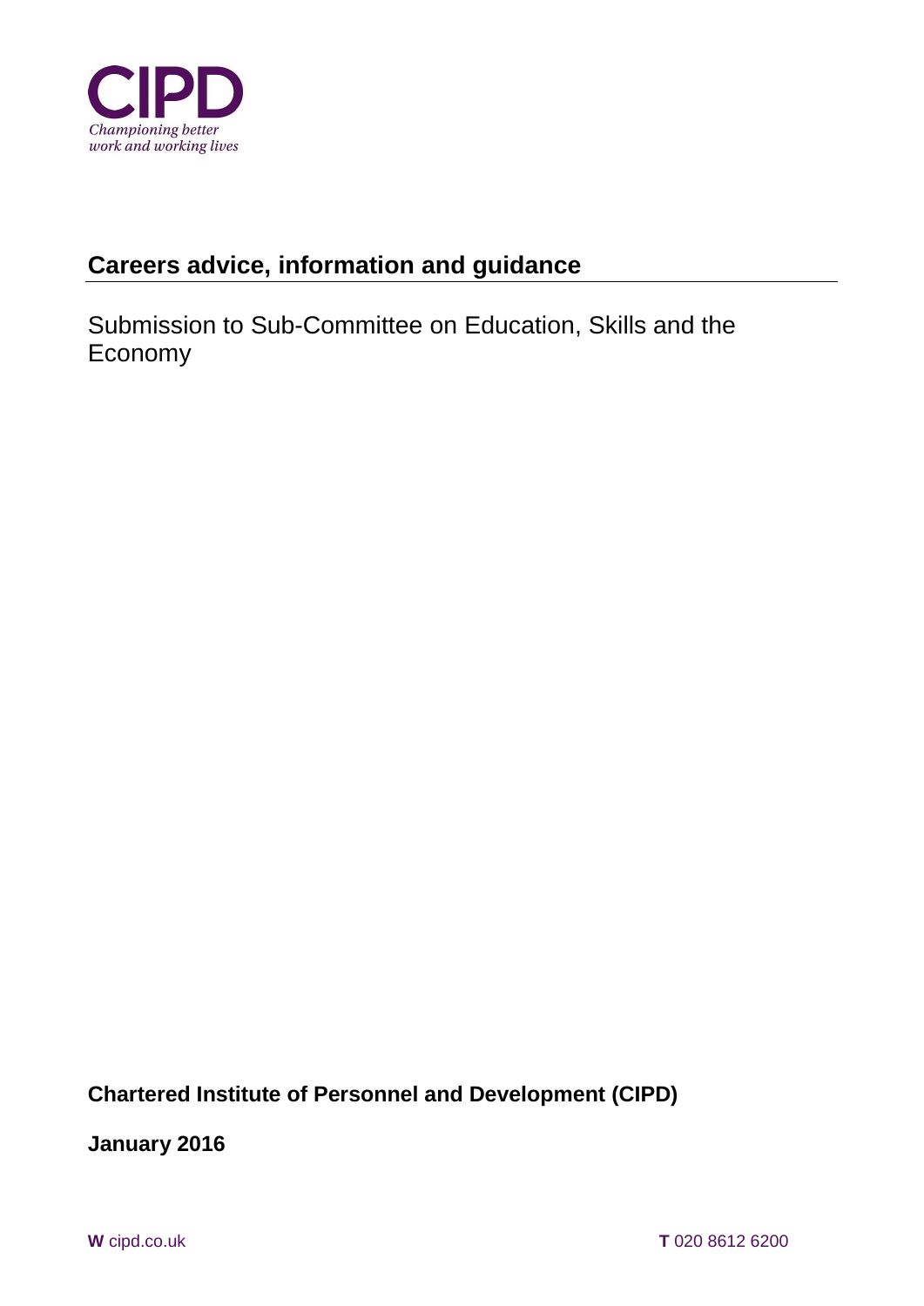CIPD

*Championing better work and working lives*

# Careers advice, information and guidance

Submission to Sub-Committee on Education, Skills and the Economy

**Chartered Institute of Personnel and Development (CIPD)**

**January 2016**

**W** cipd.co.uk

**T** 020 8612 6200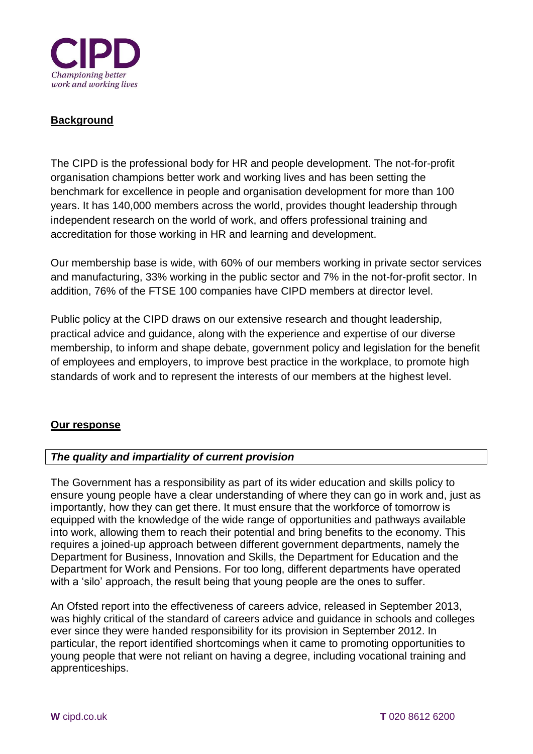## Background

The CIPD is the professional body for HR and people development. The not-for-profit organisation champions better work and working lives and has been setting the benchmark for excellence in people and organisation development for more than 100 years. It has 140,000 members across the world, provides thought leadership through independent research on the world of work, and offers professional training and accreditation for those working in HR and learning and development.

Our membership base is wide, with 60% of our members working in private sector services and manufacturing, 33% working in the public sector and 7% in the not-for-profit sector. In addition, 76% of the FTSE 100 companies have CIPD members at director level.

Public policy at the CIPD draws on our extensive research and thought leadership, practical advice and guidance, along with the experience and expertise of our diverse membership, to inform and shape debate, government policy and legislation for the benefit of employees and employers, to improve best practice in the workplace, to promote high standards of work and to represent the interests of our members at the highest level.

## Our response

### *The quality and impartiality of current provision*

The Government has a responsibility as part of its wider education and skills policy to ensure young people have a clear understanding of where they can go in work and, just as importantly, how they can get there. It must ensure that the workforce of tomorrow is equipped with the knowledge of the wide range of opportunities and pathways available into work, allowing them to reach their potential and bring benefits to the economy. This requires a joined-up approach between different government departments, namely the Department for Business, Innovation and Skills, the Department for Education and the Department for Work and Pensions. For too long, different departments have operated with a 'silo' approach, the result being that young people are the ones to suffer.

An Ofsted report into the effectiveness of careers advice, released in September 2013, was highly critical of the standard of careers advice and guidance in schools and colleges ever since they were handed responsibility for its provision in September 2012. In particular, the report identified shortcomings when it came to promoting opportunities to young people that were not reliant on having a degree, including vocational training and apprenticeships.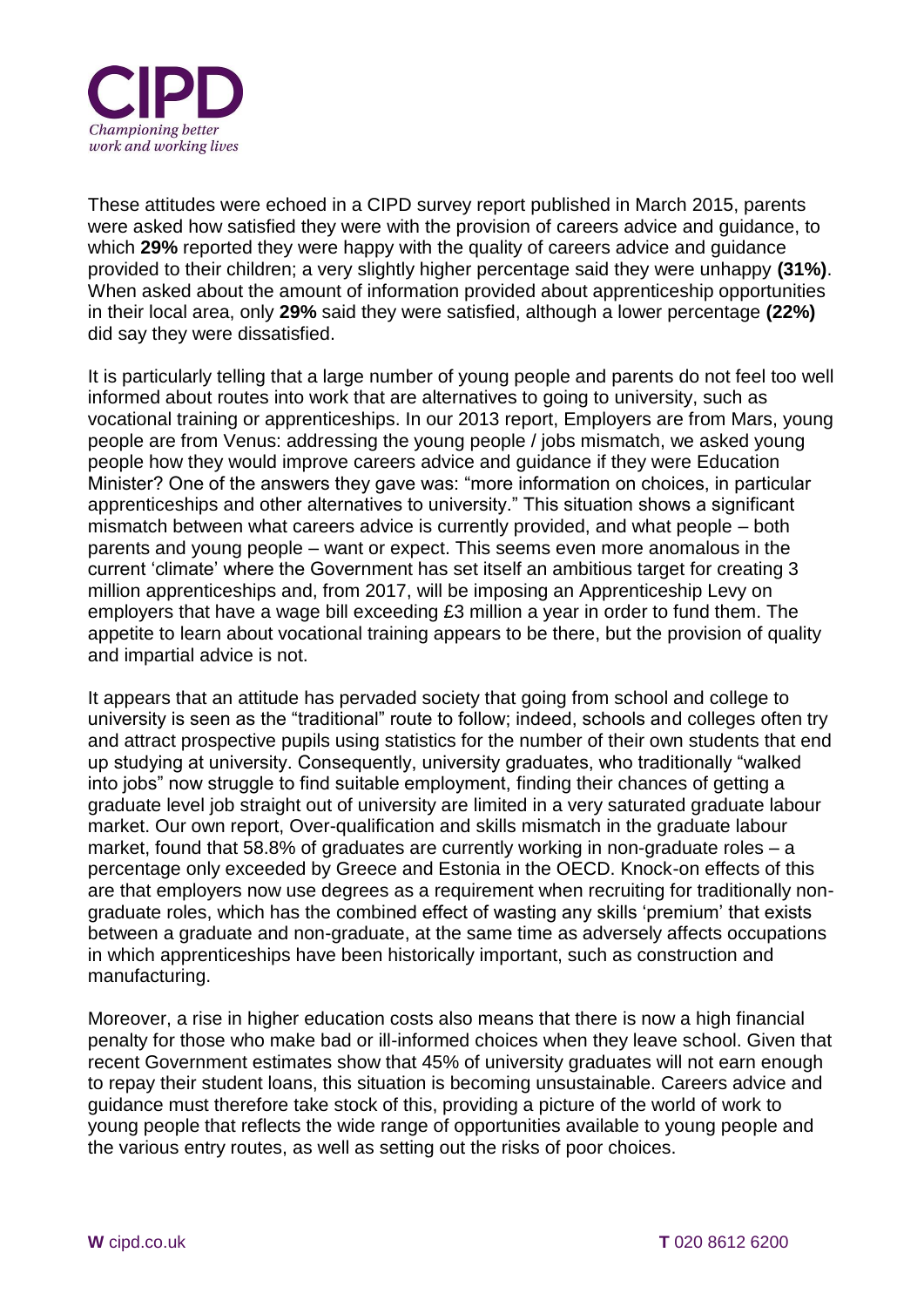These attitudes were echoed in a CIPD survey report published in March 2015, parents were asked how satisfied they were with the provision of careers advice and guidance, to which **29%** reported they were happy with the quality of careers advice and guidance provided to their children; a very slightly higher percentage said they were unhappy **(31%)**. When asked about the amount of information provided about apprenticeship opportunities in their local area, only **29%** said they were satisfied, although a lower percentage **(22%)** did say they were dissatisfied.

It is particularly telling that a large number of young people and parents do not feel too well informed about routes into work that are alternatives to going to university, such as vocational training or apprenticeships. In our 2013 report, Employers are from Mars, young people are from Venus: addressing the young people / jobs mismatch, we asked young people how they would improve careers advice and guidance if they were Education Minister? One of the answers they gave was: "more information on choices, in particular apprenticeships and other alternatives to university." This situation shows a significant mismatch between what careers advice is currently provided, and what people – both parents and young people – want or expect. This seems even more anomalous in the current 'climate' where the Government has set itself an ambitious target for creating 3 million apprenticeships and, from 2017, will be imposing an Apprenticeship Levy on employers that have a wage bill exceeding £3 million a year in order to fund them. The appetite to learn about vocational training appears to be there, but the provision of quality and impartial advice is not.

It appears that an attitude has pervaded society that going from school and college to university is seen as the "traditional" route to follow; indeed, schools and colleges often try and attract prospective pupils using statistics for the number of their own students that end up studying at university. Consequently, university graduates, who traditionally "walked into jobs" now struggle to find suitable employment, finding their chances of getting a graduate level job straight out of university are limited in a very saturated graduate labour market. Our own report, Over-qualification and skills mismatch in the graduate labour market, found that 58.8% of graduates are currently working in non-graduate roles – a percentage only exceeded by Greece and Estonia in the OECD. Knock-on effects of this are that employers now use degrees as a requirement when recruiting for traditionally non-graduate roles, which has the combined effect of wasting any skills 'premium' that exists between a graduate and non-graduate, at the same time as adversely affects occupations in which apprenticeships have been historically important, such as construction and manufacturing.

Moreover, a rise in higher education costs also means that there is now a high financial penalty for those who make bad or ill-informed choices when they leave school. Given that recent Government estimates show that 45% of university graduates will not earn enough to repay their student loans, this situation is becoming unsustainable. Careers advice and guidance must therefore take stock of this, providing a picture of the world of work to young people that reflects the wide range of opportunities available to young people and the various entry routes, as well as setting out the risks of poor choices.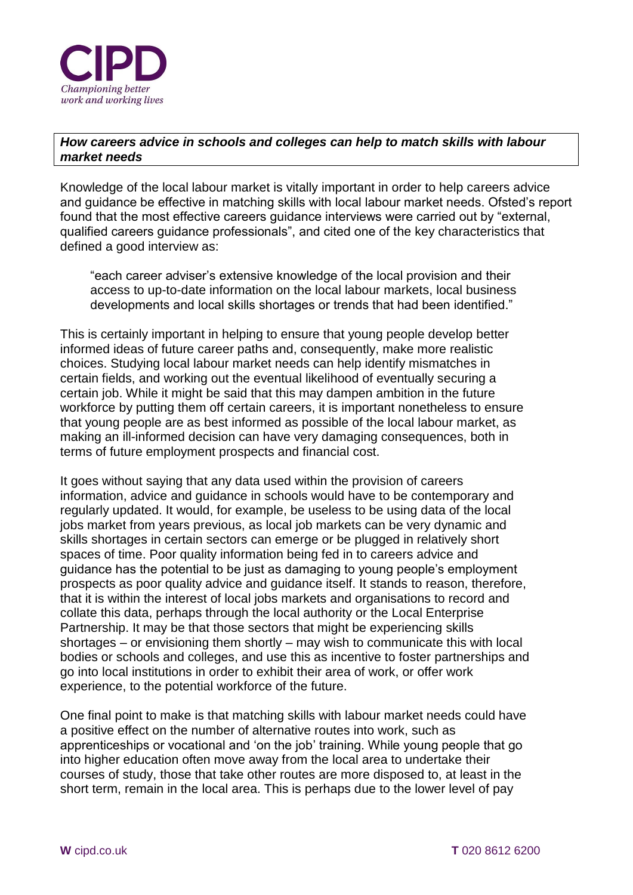***How careers advice in schools and colleges can help to match skills with labour market needs***

Knowledge of the local labour market is vitally important in order to help careers advice and guidance be effective in matching skills with local labour market needs. Ofsted's report found that the most effective careers guidance interviews were carried out by "external, qualified careers guidance professionals", and cited one of the key characteristics that defined a good interview as:

> "each career adviser's extensive knowledge of the local provision and their access to up-to-date information on the local labour markets, local business developments and local skills shortages or trends that had been identified."

This is certainly important in helping to ensure that young people develop better informed ideas of future career paths and, consequently, make more realistic choices. Studying local labour market needs can help identify mismatches in certain fields, and working out the eventual likelihood of eventually securing a certain job. While it might be said that this may dampen ambition in the future workforce by putting them off certain careers, it is important nonetheless to ensure that young people are as best informed as possible of the local labour market, as making an ill-informed decision can have very damaging consequences, both in terms of future employment prospects and financial cost.

It goes without saying that any data used within the provision of careers information, advice and guidance in schools would have to be contemporary and regularly updated. It would, for example, be useless to be using data of the local jobs market from years previous, as local job markets can be very dynamic and skills shortages in certain sectors can emerge or be plugged in relatively short spaces of time. Poor quality information being fed in to careers advice and guidance has the potential to be just as damaging to young people's employment prospects as poor quality advice and guidance itself. It stands to reason, therefore, that it is within the interest of local jobs markets and organisations to record and collate this data, perhaps through the local authority or the Local Enterprise Partnership. It may be that those sectors that might be experiencing skills shortages – or envisioning them shortly – may wish to communicate this with local bodies or schools and colleges, and use this as incentive to foster partnerships and go into local institutions in order to exhibit their area of work, or offer work experience, to the potential workforce of the future.

One final point to make is that matching skills with labour market needs could have a positive effect on the number of alternative routes into work, such as apprenticeships or vocational and 'on the job' training. While young people that go into higher education often move away from the local area to undertake their courses of study, those that take other routes are more disposed to, at least in the short term, remain in the local area. This is perhaps due to the lower level of pay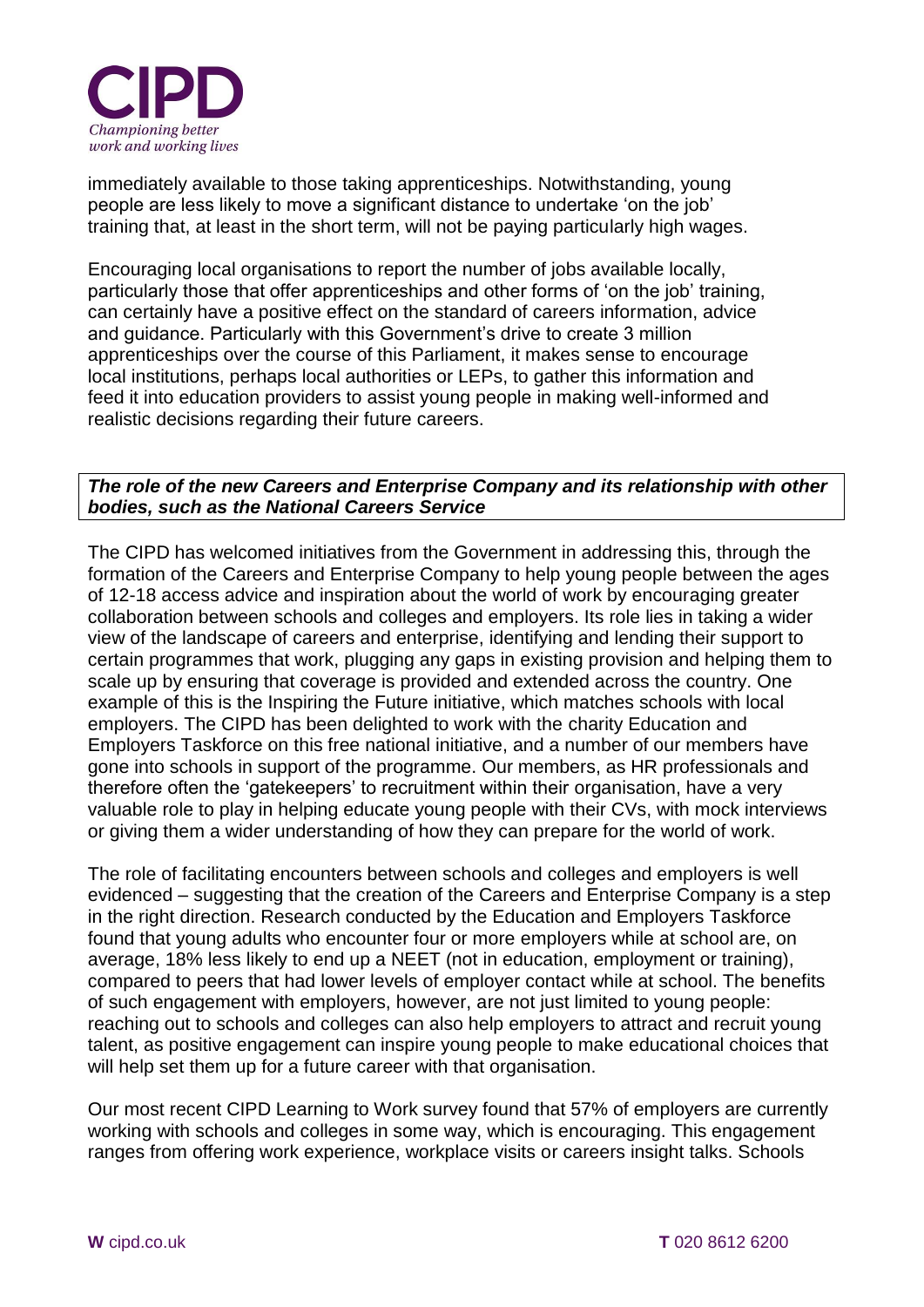immediately available to those taking apprenticeships. Notwithstanding, young people are less likely to move a significant distance to undertake 'on the job' training that, at least in the short term, will not be paying particularly high wages.

Encouraging local organisations to report the number of jobs available locally, particularly those that offer apprenticeships and other forms of 'on the job' training, can certainly have a positive effect on the standard of careers information, advice and guidance. Particularly with this Government's drive to create 3 million apprenticeships over the course of this Parliament, it makes sense to encourage local institutions, perhaps local authorities or LEPs, to gather this information and feed it into education providers to assist young people in making well-informed and realistic decisions regarding their future careers.

***The role of the new Careers and Enterprise Company and its relationship with other bodies, such as the National Careers Service***

The CIPD has welcomed initiatives from the Government in addressing this, through the formation of the Careers and Enterprise Company to help young people between the ages of 12-18 access advice and inspiration about the world of work by encouraging greater collaboration between schools and colleges and employers. Its role lies in taking a wider view of the landscape of careers and enterprise, identifying and lending their support to certain programmes that work, plugging any gaps in existing provision and helping them to scale up by ensuring that coverage is provided and extended across the country. One example of this is the Inspiring the Future initiative, which matches schools with local employers. The CIPD has been delighted to work with the charity Education and Employers Taskforce on this free national initiative, and a number of our members have gone into schools in support of the programme. Our members, as HR professionals and therefore often the 'gatekeepers' to recruitment within their organisation, have a very valuable role to play in helping educate young people with their CVs, with mock interviews or giving them a wider understanding of how they can prepare for the world of work.

The role of facilitating encounters between schools and colleges and employers is well evidenced – suggesting that the creation of the Careers and Enterprise Company is a step in the right direction. Research conducted by the Education and Employers Taskforce found that young adults who encounter four or more employers while at school are, on average, 18% less likely to end up a NEET (not in education, employment or training), compared to peers that had lower levels of employer contact while at school. The benefits of such engagement with employers, however, are not just limited to young people: reaching out to schools and colleges can also help employers to attract and recruit young talent, as positive engagement can inspire young people to make educational choices that will help set them up for a future career with that organisation.

Our most recent CIPD Learning to Work survey found that 57% of employers are currently working with schools and colleges in some way, which is encouraging. This engagement ranges from offering work experience, workplace visits or careers insight talks. Schools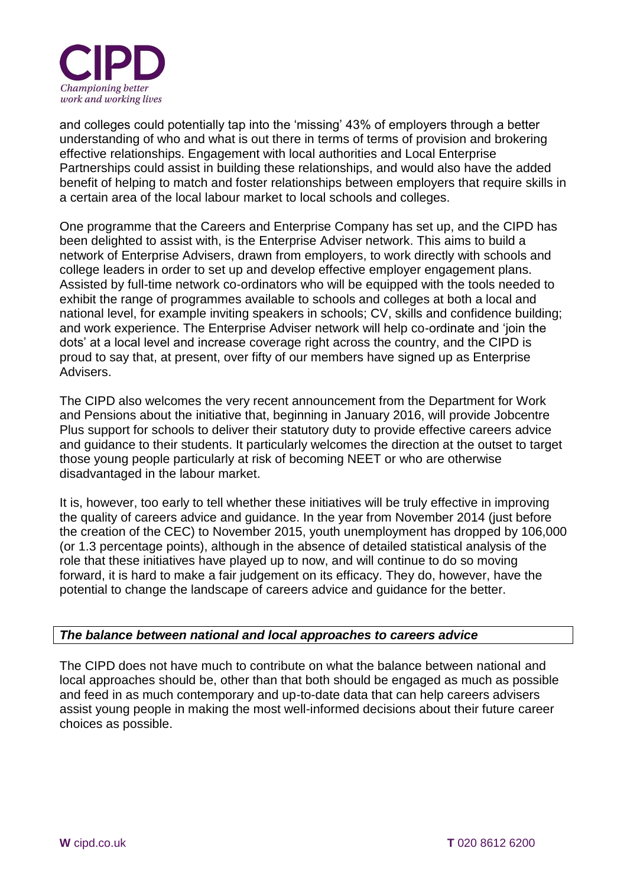and colleges could potentially tap into the 'missing' 43% of employers through a better understanding of who and what is out there in terms of terms of provision and brokering effective relationships. Engagement with local authorities and Local Enterprise Partnerships could assist in building these relationships, and would also have the added benefit of helping to match and foster relationships between employers that require skills in a certain area of the local labour market to local schools and colleges.

One programme that the Careers and Enterprise Company has set up, and the CIPD has been delighted to assist with, is the Enterprise Adviser network. This aims to build a network of Enterprise Advisers, drawn from employers, to work directly with schools and college leaders in order to set up and develop effective employer engagement plans. Assisted by full-time network co-ordinators who will be equipped with the tools needed to exhibit the range of programmes available to schools and colleges at both a local and national level, for example inviting speakers in schools; CV, skills and confidence building; and work experience. The Enterprise Adviser network will help co-ordinate and 'join the dots' at a local level and increase coverage right across the country, and the CIPD is proud to say that, at present, over fifty of our members have signed up as Enterprise Advisers.

The CIPD also welcomes the very recent announcement from the Department for Work and Pensions about the initiative that, beginning in January 2016, will provide Jobcentre Plus support for schools to deliver their statutory duty to provide effective careers advice and guidance to their students. It particularly welcomes the direction at the outset to target those young people particularly at risk of becoming NEET or who are otherwise disadvantaged in the labour market.

It is, however, too early to tell whether these initiatives will be truly effective in improving the quality of careers advice and guidance. In the year from November 2014 (just before the creation of the CEC) to November 2015, youth unemployment has dropped by 106,000 (or 1.3 percentage points), although in the absence of detailed statistical analysis of the role that these initiatives have played up to now, and will continue to do so moving forward, it is hard to make a fair judgement on its efficacy. They do, however, have the potential to change the landscape of careers advice and guidance for the better.

### *The balance between national and local approaches to careers advice*

The CIPD does not have much to contribute on what the balance between national and local approaches should be, other than that both should be engaged as much as possible and feed in as much contemporary and up-to-date data that can help careers advisers assist young people in making the most well-informed decisions about their future career choices as possible.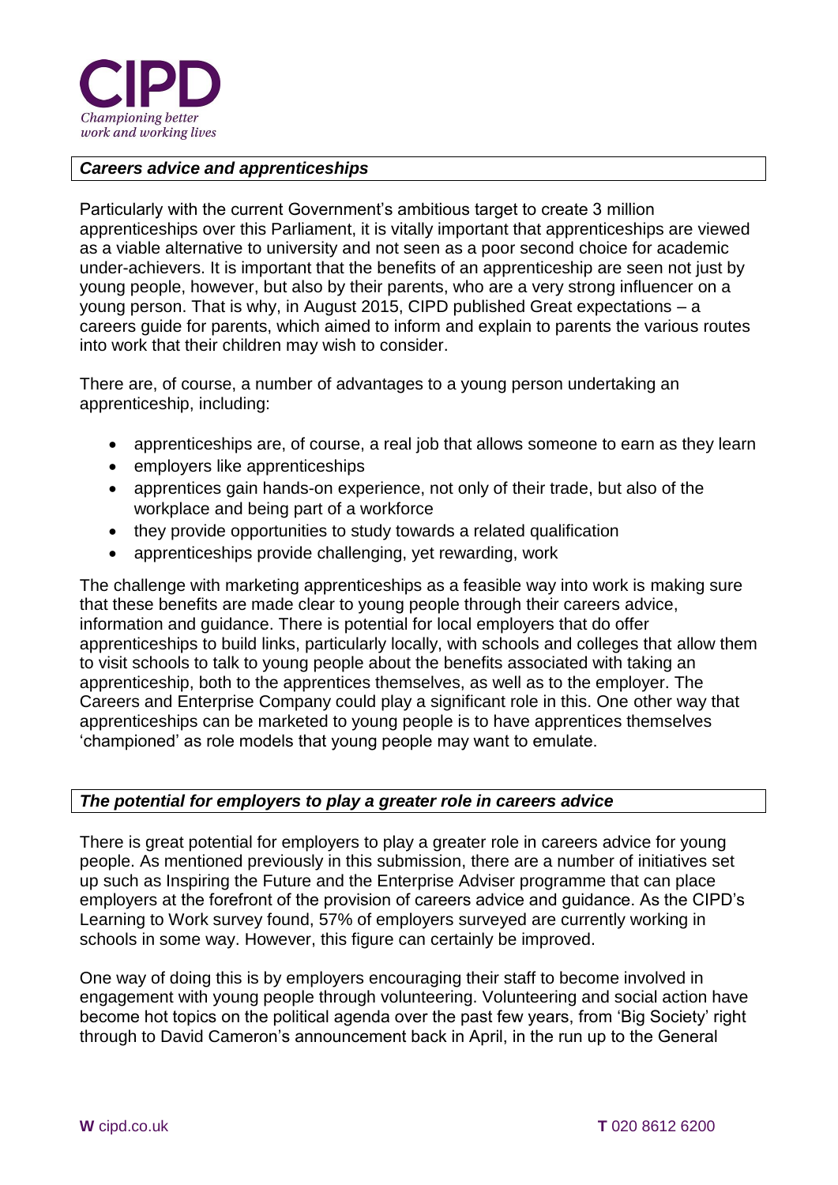### *Careers advice and apprenticeships*

Particularly with the current Government's ambitious target to create 3 million apprenticeships over this Parliament, it is vitally important that apprenticeships are viewed as a viable alternative to university and not seen as a poor second choice for academic under-achievers. It is important that the benefits of an apprenticeship are seen not just by young people, however, but also by their parents, who are a very strong influencer on a young person. That is why, in August 2015, CIPD published Great expectations – a careers guide for parents, which aimed to inform and explain to parents the various routes into work that their children may wish to consider.

There are, of course, a number of advantages to a young person undertaking an apprenticeship, including:

- apprenticeships are, of course, a real job that allows someone to earn as they learn
- employers like apprenticeships
- apprentices gain hands-on experience, not only of their trade, but also of the workplace and being part of a workforce
- they provide opportunities to study towards a related qualification
- apprenticeships provide challenging, yet rewarding, work

The challenge with marketing apprenticeships as a feasible way into work is making sure that these benefits are made clear to young people through their careers advice, information and guidance. There is potential for local employers that do offer apprenticeships to build links, particularly locally, with schools and colleges that allow them to visit schools to talk to young people about the benefits associated with taking an apprenticeship, both to the apprentices themselves, as well as to the employer. The Careers and Enterprise Company could play a significant role in this. One other way that apprenticeships can be marketed to young people is to have apprentices themselves 'championed' as role models that young people may want to emulate.

### *The potential for employers to play a greater role in careers advice*

There is great potential for employers to play a greater role in careers advice for young people. As mentioned previously in this submission, there are a number of initiatives set up such as Inspiring the Future and the Enterprise Adviser programme that can place employers at the forefront of the provision of careers advice and guidance. As the CIPD's Learning to Work survey found, 57% of employers surveyed are currently working in schools in some way. However, this figure can certainly be improved.

One way of doing this is by employers encouraging their staff to become involved in engagement with young people through volunteering. Volunteering and social action have become hot topics on the political agenda over the past few years, from 'Big Society' right through to David Cameron's announcement back in April, in the run up to the General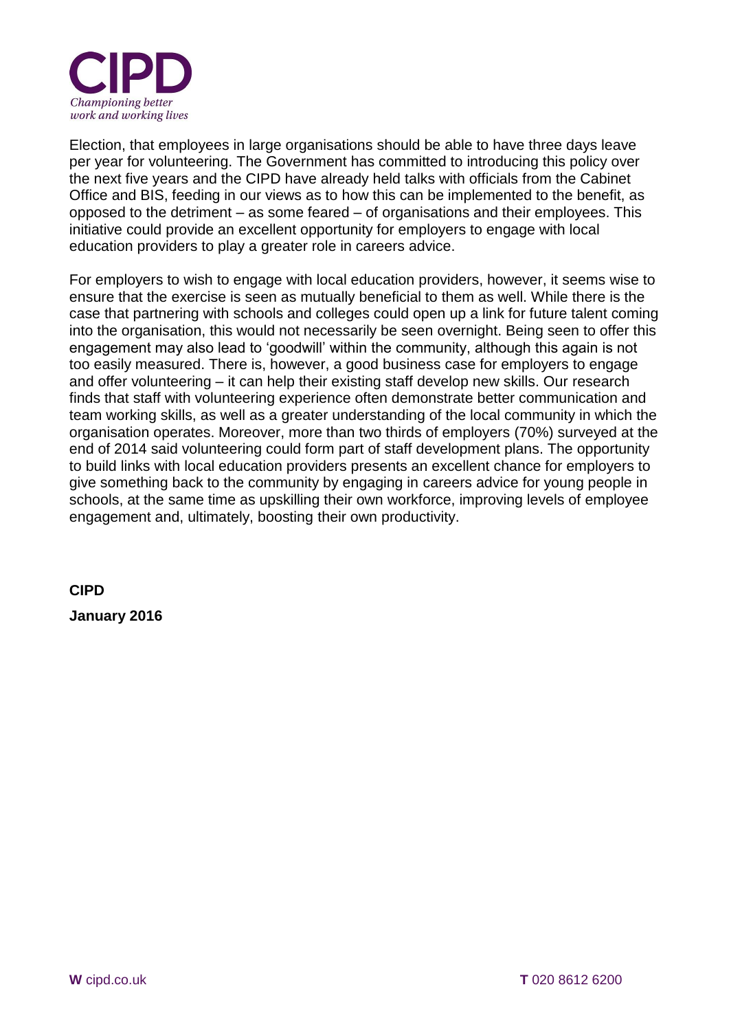Election, that employees in large organisations should be able to have three days leave per year for volunteering. The Government has committed to introducing this policy over the next five years and the CIPD have already held talks with officials from the Cabinet Office and BIS, feeding in our views as to how this can be implemented to the benefit, as opposed to the detriment – as some feared – of organisations and their employees. This initiative could provide an excellent opportunity for employers to engage with local education providers to play a greater role in careers advice.

For employers to wish to engage with local education providers, however, it seems wise to ensure that the exercise is seen as mutually beneficial to them as well. While there is the case that partnering with schools and colleges could open up a link for future talent coming into the organisation, this would not necessarily be seen overnight. Being seen to offer this engagement may also lead to 'goodwill' within the community, although this again is not too easily measured. There is, however, a good business case for employers to engage and offer volunteering – it can help their existing staff develop new skills. Our research finds that staff with volunteering experience often demonstrate better communication and team working skills, as well as a greater understanding of the local community in which the organisation operates. Moreover, more than two thirds of employers (70%) surveyed at the end of 2014 said volunteering could form part of staff development plans. The opportunity to build links with local education providers presents an excellent chance for employers to give something back to the community by engaging in careers advice for young people in schools, at the same time as upskilling their own workforce, improving levels of employee engagement and, ultimately, boosting their own productivity.

**CIPD**

**January 2016**